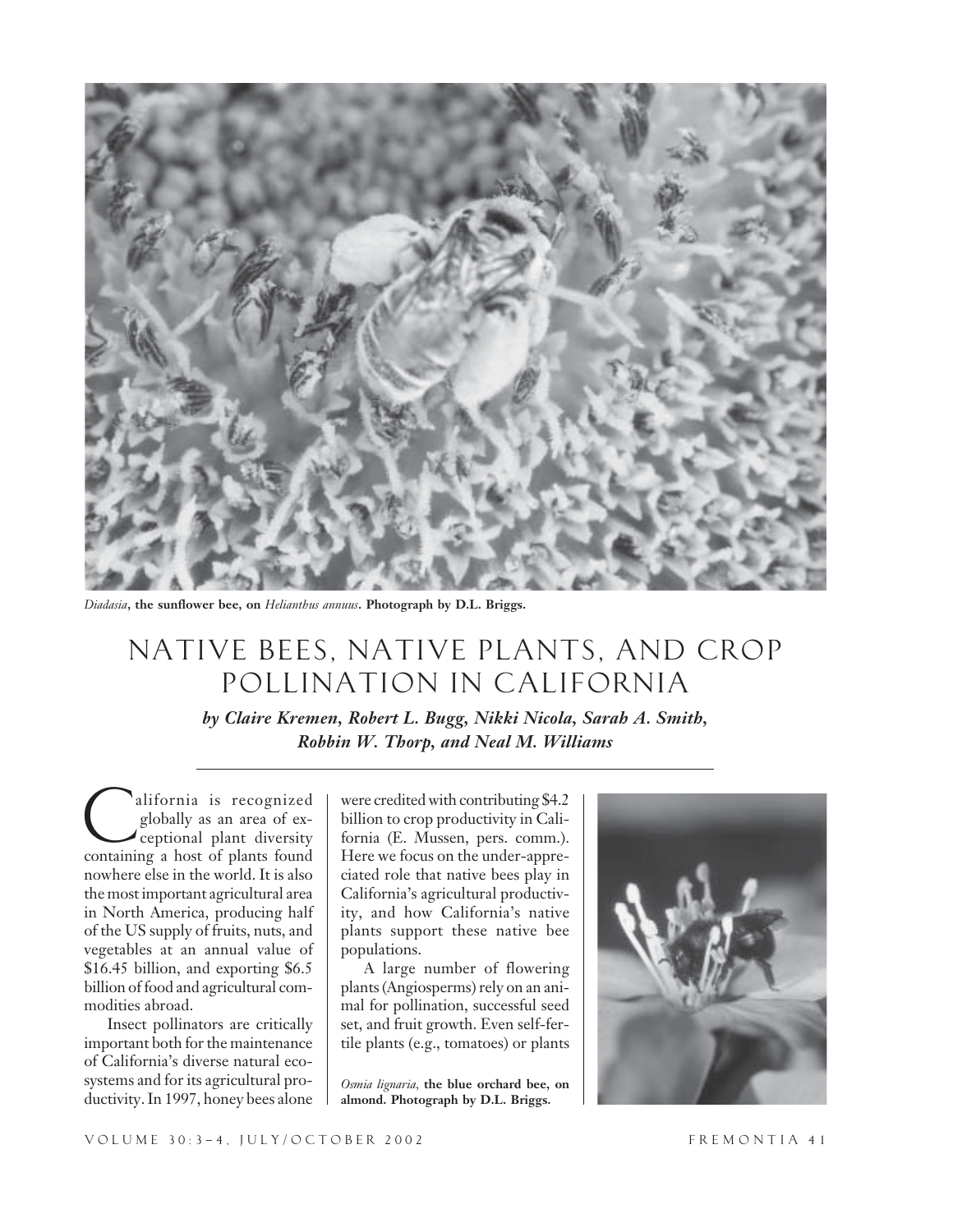*Diadasia*, **the sunflower bee, on** *Helianthus annuus*. **Photograph by D.L. Briggs.**

# NATIVE BEES, NATIVE PLANTS, AND CROP POLLINATION IN CALIFORNIA

***by Claire Kremen, Robert L. Bugg, Nikki Nicola, Sarah A. Smith, Robbin W. Thorp, and Neal M. Williams***

California is recognized globally as an area of exceptional plant diversity containing a host of plants found nowhere else in the world. It is also the most important agricultural area in North America, producing half of the US supply of fruits, nuts, and vegetables at an annual value of $16.45 billion, and exporting $6.5 billion of food and agricultural commodities abroad.

Insect pollinators are critically important both for the maintenance of California's diverse natural ecosystems and for its agricultural productivity. In 1997, honey bees alone were credited with contributing $4.2 billion to crop productivity in California (E. Mussen, pers. comm.). Here we focus on the under-appreciated role that native bees play in California's agricultural productivity, and how California's native plants support these native bee populations.

A large number of flowering plants (Angiosperms) rely on an animal for pollination, successful seed set, and fruit growth. Even self-fertile plants (e.g., tomatoes) or plants

*Osmia lignaria*, **the blue orchard bee, on almond. Photograph by D.L. Briggs.**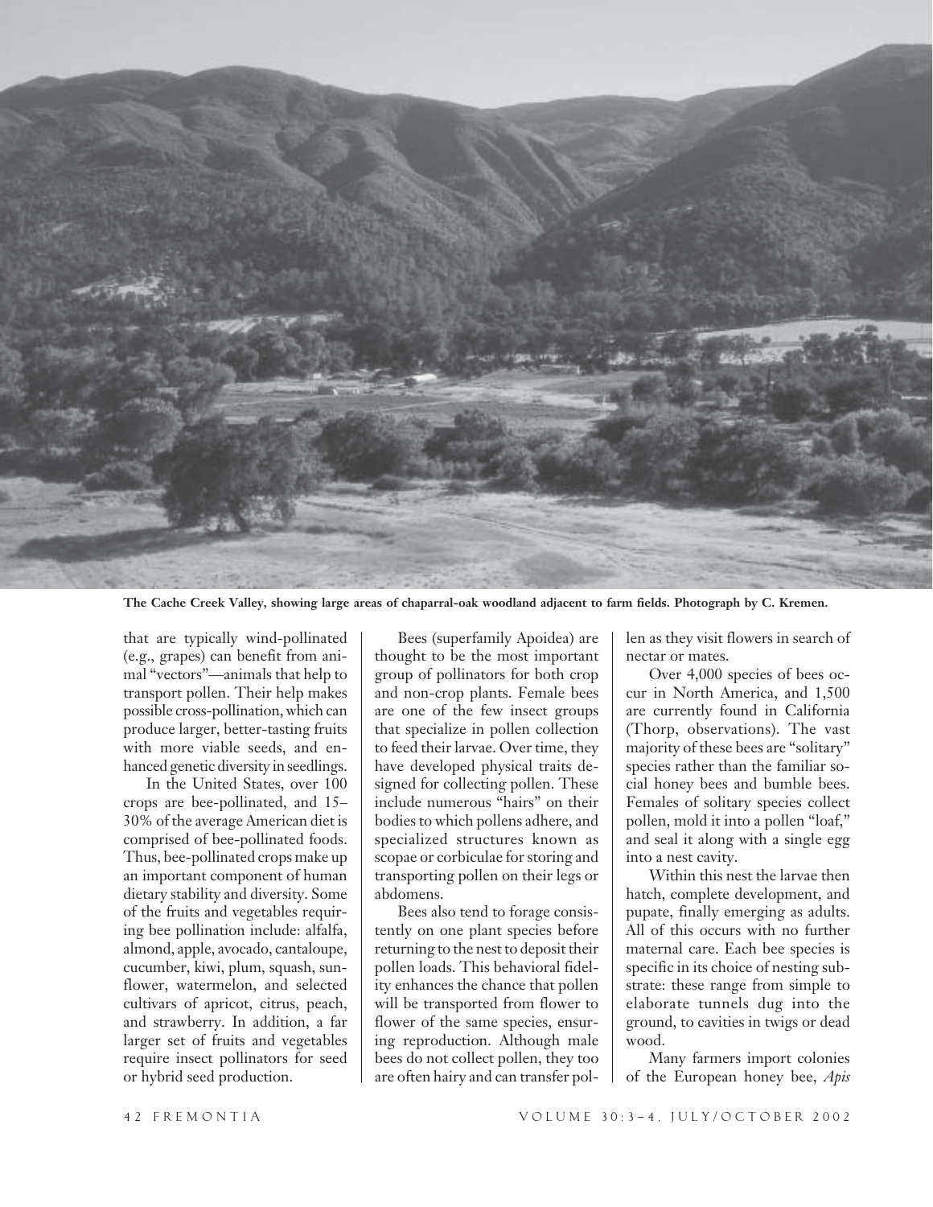**The Cache Creek Valley, showing large areas of chaparral-oak woodland adjacent to farm fields. Photograph by C. Kremen.**

that are typically wind-pollinated (e.g., grapes) can benefit from animal "vectors"—animals that help to transport pollen. Their help makes possible cross-pollination, which can produce larger, better-tasting fruits with more viable seeds, and enhanced genetic diversity in seedlings.

In the United States, over 100 crops are bee-pollinated, and 15–30% of the average American diet is comprised of bee-pollinated foods. Thus, bee-pollinated crops make up an important component of human dietary stability and diversity. Some of the fruits and vegetables requiring bee pollination include: alfalfa, almond, apple, avocado, cantaloupe, cucumber, kiwi, plum, squash, sunflower, watermelon, and selected cultivars of apricot, citrus, peach, and strawberry. In addition, a far larger set of fruits and vegetables require insect pollinators for seed or hybrid seed production.

Bees (superfamily Apoidea) are thought to be the most important group of pollinators for both crop and non-crop plants. Female bees are one of the few insect groups that specialize in pollen collection to feed their larvae. Over time, they have developed physical traits designed for collecting pollen. These include numerous "hairs" on their bodies to which pollens adhere, and specialized structures known as scopae or corbiculae for storing and transporting pollen on their legs or abdomens.

Bees also tend to forage consistently on one plant species before returning to the nest to deposit their pollen loads. This behavioral fidelity enhances the chance that pollen will be transported from flower to flower of the same species, ensuring reproduction. Although male bees do not collect pollen, they too are often hairy and can transfer pollen as they visit flowers in search of nectar or mates.

Over 4,000 species of bees occur in North America, and 1,500 are currently found in California (Thorp, observations). The vast majority of these bees are "solitary" species rather than the familiar social honey bees and bumble bees. Females of solitary species collect pollen, mold it into a pollen "loaf," and seal it along with a single egg into a nest cavity.

Within this nest the larvae then hatch, complete development, and pupate, finally emerging as adults. All of this occurs with no further maternal care. Each bee species is specific in its choice of nesting substrate: these range from simple to elaborate tunnels dug into the ground, to cavities in twigs or dead wood.

Many farmers import colonies of the European honey bee, *Apis*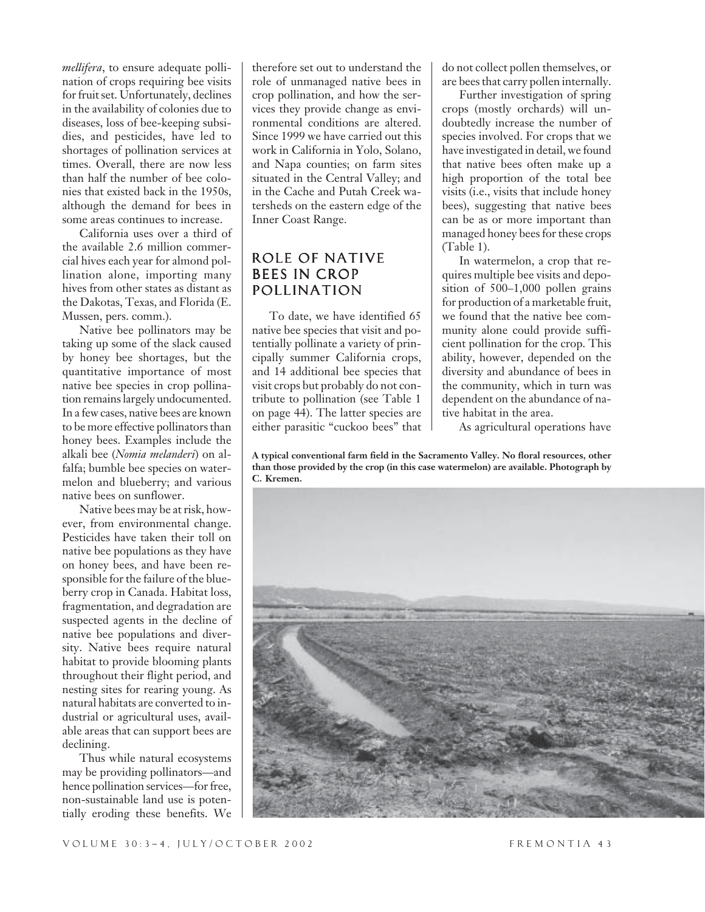*mellifera*, to ensure adequate pollination of crops requiring bee visits for fruit set. Unfortunately, declines in the availability of colonies due to diseases, loss of bee-keeping subsidies, and pesticides, have led to shortages of pollination services at times. Overall, there are now less than half the number of bee colonies that existed back in the 1950s, although the demand for bees in some areas continues to increase.

California uses over a third of the available 2.6 million commercial hives each year for almond pollination alone, importing many hives from other states as distant as the Dakotas, Texas, and Florida (E. Mussen, pers. comm.).

Native bee pollinators may be taking up some of the slack caused by honey bee shortages, but the quantitative importance of most native bee species in crop pollination remains largely undocumented. In a few cases, native bees are known to be more effective pollinators than honey bees. Examples include the alkali bee (*Nomia melanderi*) on alfalfa; bumble bee species on watermelon and blueberry; and various native bees on sunflower.

Native bees may be at risk, however, from environmental change. Pesticides have taken their toll on native bee populations as they have on honey bees, and have been responsible for the failure of the blueberry crop in Canada. Habitat loss, fragmentation, and degradation are suspected agents in the decline of native bee populations and diversity. Native bees require natural habitat to provide blooming plants throughout their flight period, and nesting sites for rearing young. As natural habitats are converted to industrial or agricultural uses, available areas that can support bees are declining.

Thus while natural ecosystems may be providing pollinators—and hence pollination services—for free, non-sustainable land use is potentially eroding these benefits. We therefore set out to understand the role of unmanaged native bees in crop pollination, and how the services they provide change as environmental conditions are altered. Since 1999 we have carried out this work in California in Yolo, Solano, and Napa counties; on farm sites situated in the Central Valley; and in the Cache and Putah Creek watersheds on the eastern edge of the Inner Coast Range.

## ROLE OF NATIVE BEES IN CROP POLLINATION

To date, we have identified 65 native bee species that visit and potentially pollinate a variety of principally summer California crops, and 14 additional bee species that visit crops but probably do not contribute to pollination (see Table 1 on page 44). The latter species are either parasitic "cuckoo bees" that do not collect pollen themselves, or are bees that carry pollen internally.

Further investigation of spring crops (mostly orchards) will undoubtedly increase the number of species involved. For crops that we have investigated in detail, we found that native bees often make up a high proportion of the total bee visits (i.e., visits that include honey bees), suggesting that native bees can be as or more important than managed honey bees for these crops (Table 1).

In watermelon, a crop that requires multiple bee visits and deposition of 500–1,000 pollen grains for production of a marketable fruit, we found that the native bee community alone could provide sufficient pollination for the crop. This ability, however, depended on the diversity and abundance of bees in the community, which in turn was dependent on the abundance of native habitat in the area.

As agricultural operations have

**A typical conventional farm field in the Sacramento Valley. No floral resources, other than those provided by the crop (in this case watermelon) are available. Photograph by C. Kremen.**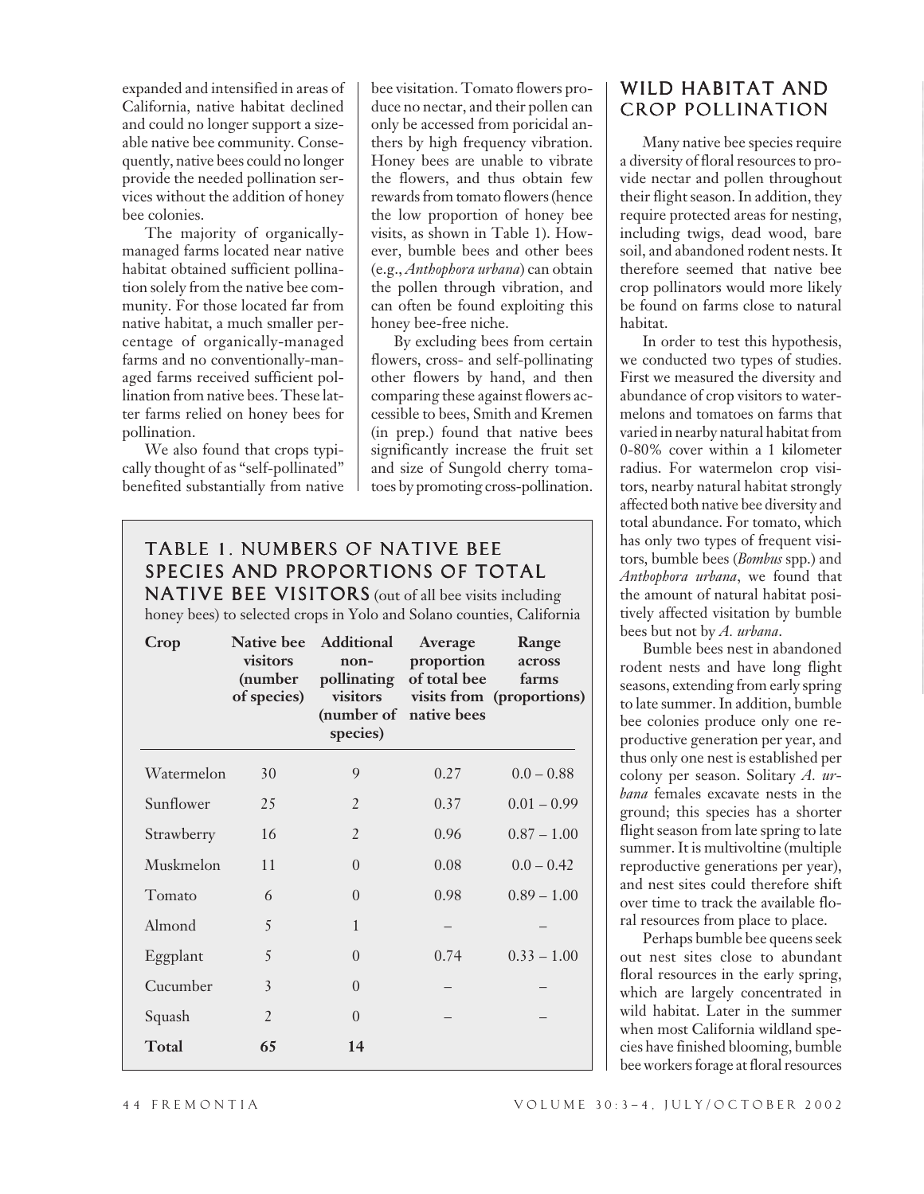expanded and intensified in areas of California, native habitat declined and could no longer support a sizeable native bee community. Consequently, native bees could no longer provide the needed pollination services without the addition of honey bee colonies.

The majority of organically-managed farms located near native habitat obtained sufficient pollination solely from the native bee community. For those located far from native habitat, a much smaller percentage of organically-managed farms and no conventionally-managed farms received sufficient pollination from native bees. These latter farms relied on honey bees for pollination.

We also found that crops typically thought of as "self-pollinated" benefited substantially from native bee visitation. Tomato flowers produce no nectar, and their pollen can only be accessed from poricidal anthers by high frequency vibration. Honey bees are unable to vibrate the flowers, and thus obtain few rewards from tomato flowers (hence the low proportion of honey bee visits, as shown in Table 1). However, bumble bees and other bees (e.g., *Anthophora urbana*) can obtain the pollen through vibration, and can often be found exploiting this honey bee-free niche.

By excluding bees from certain flowers, cross- and self-pollinating other flowers by hand, and then comparing these against flowers accessible to bees, Smith and Kremen (in prep.) found that native bees significantly increase the fruit set and size of Sungold cherry tomatoes by promoting cross-pollination.

## TABLE 1. NUMBERS OF NATIVE BEE SPECIES AND PROPORTIONS OF TOTAL NATIVE BEE VISITORS (out of all bee visits including honey bees) to selected crops in Yolo and Solano counties, California

| Crop | Native bee visitors (number of species) | Additional non-pollinating visitors (number of species) | Average proportion of total bee visits from native bees | Range across farms (proportions) |
|---|---|---|---|---|
| Watermelon | 30 | 9 | 0.27 | 0.0 – 0.88 |
| Sunflower | 25 | 2 | 0.37 | 0.01 – 0.99 |
| Strawberry | 16 | 2 | 0.96 | 0.87 – 1.00 |
| Muskmelon | 11 | 0 | 0.08 | 0.0 – 0.42 |
| Tomato | 6 | 0 | 0.98 | 0.89 – 1.00 |
| Almond | 5 | 1 | – | – |
| Eggplant | 5 | 0 | 0.74 | 0.33 – 1.00 |
| Cucumber | 3 | 0 | – | – |
| Squash | 2 | 0 | – | – |
| **Total** | **65** | **14** | | |

## WILD HABITAT AND CROP POLLINATION

Many native bee species require a diversity of floral resources to provide nectar and pollen throughout their flight season. In addition, they require protected areas for nesting, including twigs, dead wood, bare soil, and abandoned rodent nests. It therefore seemed that native bee crop pollinators would more likely be found on farms close to natural habitat.

In order to test this hypothesis, we conducted two types of studies. First we measured the diversity and abundance of crop visitors to watermelons and tomatoes on farms that varied in nearby natural habitat from 0-80% cover within a 1 kilometer radius. For watermelon crop visitors, nearby natural habitat strongly affected both native bee diversity and total abundance. For tomato, which has only two types of frequent visitors, bumble bees (*Bombus* spp.) and *Anthophora urbana*, we found that the amount of natural habitat positively affected visitation by bumble bees but not by *A. urbana*.

Bumble bees nest in abandoned rodent nests and have long flight seasons, extending from early spring to late summer. In addition, bumble bee colonies produce only one reproductive generation per year, and thus only one nest is established per colony per season. Solitary *A. urbana* females excavate nests in the ground; this species has a shorter flight season from late spring to late summer. It is multivoltine (multiple reproductive generations per year), and nest sites could therefore shift over time to track the available floral resources from place to place.

Perhaps bumble bee queens seek out nest sites close to abundant floral resources in the early spring, which are largely concentrated in wild habitat. Later in the summer when most California wildland species have finished blooming, bumble bee workers forage at floral resources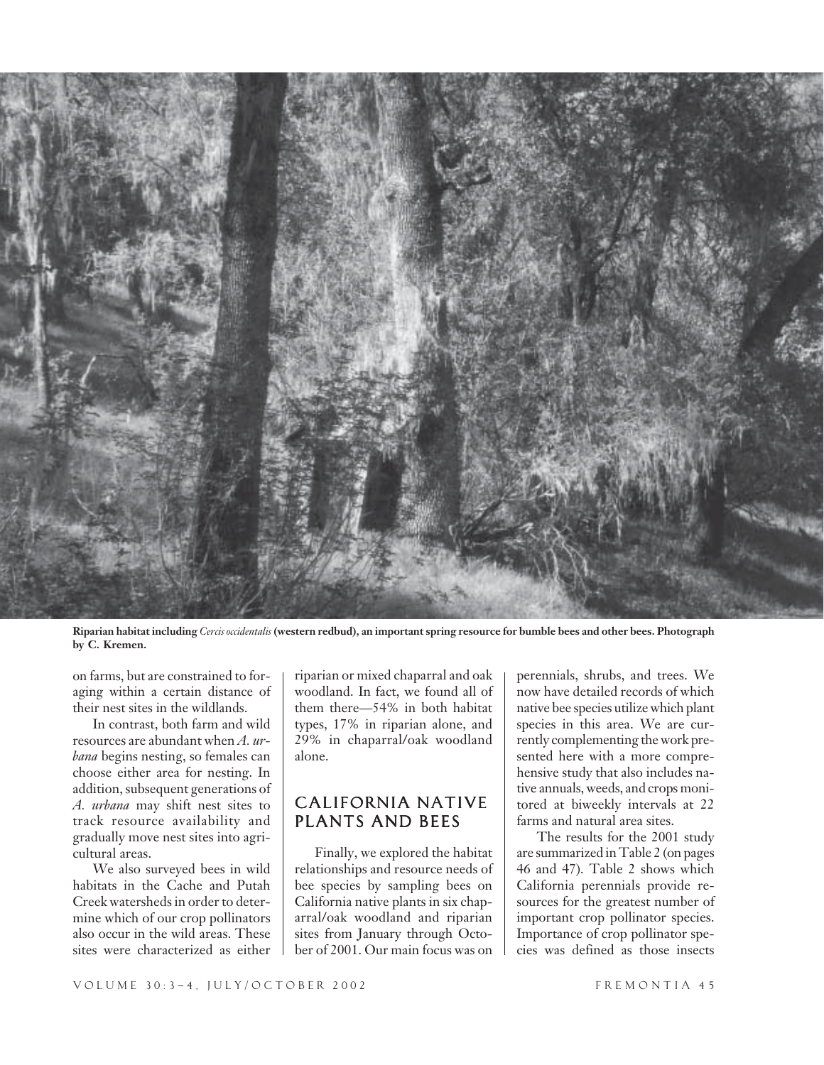**Riparian habitat including *Cercis occidentalis* (western redbud), an important spring resource for bumble bees and other bees. Photograph by C. Kremen.**

on farms, but are constrained to foraging within a certain distance of their nest sites in the wildlands.

In contrast, both farm and wild resources are abundant when *A. urbana* begins nesting, so females can choose either area for nesting. In addition, subsequent generations of *A. urbana* may shift nest sites to track resource availability and gradually move nest sites into agricultural areas.

We also surveyed bees in wild habitats in the Cache and Putah Creek watersheds in order to determine which of our crop pollinators also occur in the wild areas. These sites were characterized as either riparian or mixed chaparral and oak woodland. In fact, we found all of them there—54% in both habitat types, 17% in riparian alone, and 29% in chaparral/oak woodland alone.

## CALIFORNIA NATIVE PLANTS AND BEES

Finally, we explored the habitat relationships and resource needs of bee species by sampling bees on California native plants in six chaparral/oak woodland and riparian sites from January through October of 2001. Our main focus was on perennials, shrubs, and trees. We now have detailed records of which native bee species utilize which plant species in this area. We are currently complementing the work presented here with a more comprehensive study that also includes native annuals, weeds, and crops monitored at biweekly intervals at 22 farms and natural area sites.

The results for the 2001 study are summarized in Table 2 (on pages 46 and 47). Table 2 shows which California perennials provide resources for the greatest number of important crop pollinator species. Importance of crop pollinator species was defined as those insects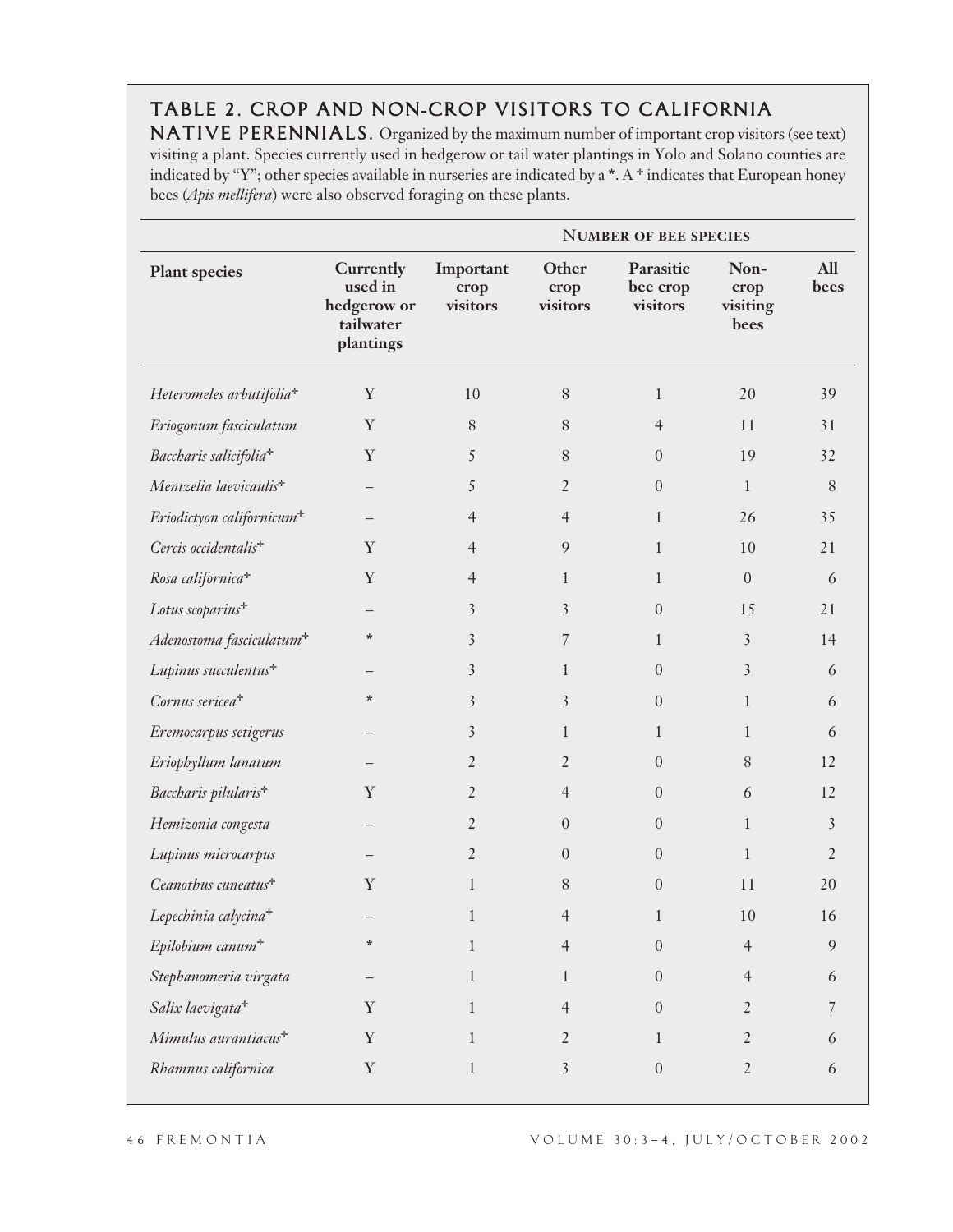## TABLE 2. CROP AND NON-CROP VISITORS TO CALIFORNIA NATIVE PERENNIALS.

Organized by the maximum number of important crop visitors (see text) visiting a plant. Species currently used in hedgerow or tail water plantings in Yolo and Solano counties are indicated by "Y"; other species available in nurseries are indicated by a *. A + indicates that European honey bees (*Apis mellifera*) were also observed foraging on these plants.

| | | NUMBER OF BEE SPECIES | | | | |
|---|---|---|---|---|---|---|
| **Plant species** | **Currently used in hedgerow or tailwater plantings** | **Important crop visitors** | **Other crop visitors** | **Parasitic bee crop visitors** | **Non-crop visiting bees** | **All bees** |
| *Heteromeles arbutifolia*+ | Y | 10 | 8 | 1 | 20 | 39 |
| *Eriogonum fasciculatum* | Y | 8 | 8 | 4 | 11 | 31 |
| *Baccharis salicifolia*+ | Y | 5 | 8 | 0 | 19 | 32 |
| *Mentzelia laevicaulis*+ | – | 5 | 2 | 0 | 1 | 8 |
| *Eriodictyon californicum*+ | – | 4 | 4 | 1 | 26 | 35 |
| *Cercis occidentalis*+ | Y | 4 | 9 | 1 | 10 | 21 |
| *Rosa californica*+ | Y | 4 | 1 | 1 | 0 | 6 |
| *Lotus scoparius*+ | – | 3 | 3 | 0 | 15 | 21 |
| *Adenostoma fasciculatum*+ | * | 3 | 7 | 1 | 3 | 14 |
| *Lupinus succulentus*+ | – | 3 | 1 | 0 | 3 | 6 |
| *Cornus sericea*+ | * | 3 | 3 | 0 | 1 | 6 |
| *Eremocarpus setigerus* | – | 3 | 1 | 1 | 1 | 6 |
| *Eriophyllum lanatum* | – | 2 | 2 | 0 | 8 | 12 |
| *Baccharis pilularis*+ | Y | 2 | 4 | 0 | 6 | 12 |
| *Hemizonia congesta* | – | 2 | 0 | 0 | 1 | 3 |
| *Lupinus microcarpus* | – | 2 | 0 | 0 | 1 | 2 |
| *Ceanothus cuneatus*+ | Y | 1 | 8 | 0 | 11 | 20 |
| *Lepechinia calycina*+ | – | 1 | 4 | 1 | 10 | 16 |
| *Epilobium canum*+ | * | 1 | 4 | 0 | 4 | 9 |
| *Stephanomeria virgata* | – | 1 | 1 | 0 | 4 | 6 |
| *Salix laevigata*+ | Y | 1 | 4 | 0 | 2 | 7 |
| *Mimulus aurantiacus*+ | Y | 1 | 2 | 1 | 2 | 6 |
| *Rhamnus californica* | Y | 1 | 3 | 0 | 2 | 6 |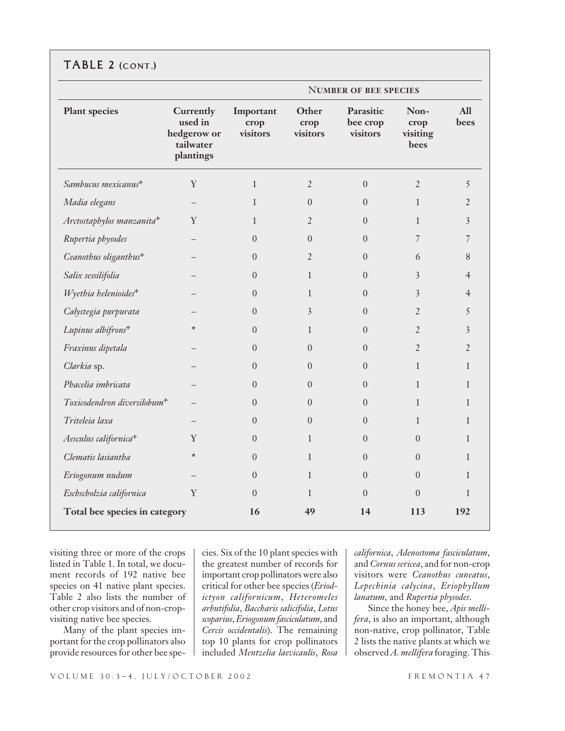## TABLE 2 (CONT.)

| Plant species | Currently used in hedgerow or tailwater plantings | Number of bee species: Important crop visitors | Other crop visitors | Parasitic bee crop visitors | Non-crop visiting bees | All bees |
|---|---|---|---|---|---|---|
| *Sambucus mexicanus*+ | Y | 1 | 2 | 0 | 2 | 5 |
| *Madia elegans* | – | 1 | 0 | 0 | 1 | 2 |
| *Arctostaphylos manzanita*+ | Y | 1 | 2 | 0 | 1 | 3 |
| *Rupertia physodes* | – | 0 | 0 | 0 | 7 | 7 |
| *Ceanothus oliganthus*+ | – | 0 | 2 | 0 | 6 | 8 |
| *Salix sessilifolia* | – | 0 | 1 | 0 | 3 | 4 |
| *Wyethia helenioides*+ | – | 0 | 1 | 0 | 3 | 4 |
| *Calystegia purpurata* | – | 0 | 3 | 0 | 2 | 5 |
| *Lupinus albifrons*+ | * | 0 | 1 | 0 | 2 | 3 |
| *Fraxinus dipetala* | – | 0 | 0 | 0 | 2 | 2 |
| *Clarkia* sp. | – | 0 | 0 | 0 | 1 | 1 |
| *Phacelia imbricata* | – | 0 | 0 | 0 | 1 | 1 |
| *Toxicodendron diversilobum*+ | – | 0 | 0 | 0 | 1 | 1 |
| *Triteleia laxa* | – | 0 | 0 | 0 | 1 | 1 |
| *Aesculus californica*+ | Y | 0 | 1 | 0 | 0 | 1 |
| *Clematis lasiantha* | * | 0 | 1 | 0 | 0 | 1 |
| *Eriogonum nudum* | – | 0 | 1 | 0 | 0 | 1 |
| *Eschscholzia californica* | Y | 0 | 1 | 0 | 0 | 1 |
| **Total bee species in category** | | **16** | **49** | **14** | **113** | **192** |

visiting three or more of the crops listed in Table 1. In total, we document records of 192 native bee species on 41 native plant species. Table 2 also lists the number of other crop visitors and of non-crop-visiting native bee species.

Many of the plant species important for the crop pollinators also provide resources for other bee species. Six of the 10 plant species with the greatest number of records for important crop pollinators were also critical for other bee species (*Eriodictyon californicum*, *Heteromeles arbutifolia*, *Baccharis salicifolia*, *Lotus scoparius*, *Eriogonum fasciculatum*, and *Cercis occidentalis*). The remaining top 10 plants for crop pollinators included *Mentzelia laevicaulis*, *Rosa californica*, *Adenostoma fasciculatum*, and *Cornus sericea*, and for non-crop visitors were *Ceanothus cuneatus*, *Lepechinia calycina*, *Eriophyllum lanatum*, and *Rupertia physodes*.

Since the honey bee, *Apis mellifera*, is also an important, although non-native, crop pollinator, Table 2 lists the native plants at which we observed *A. mellifera* foraging. This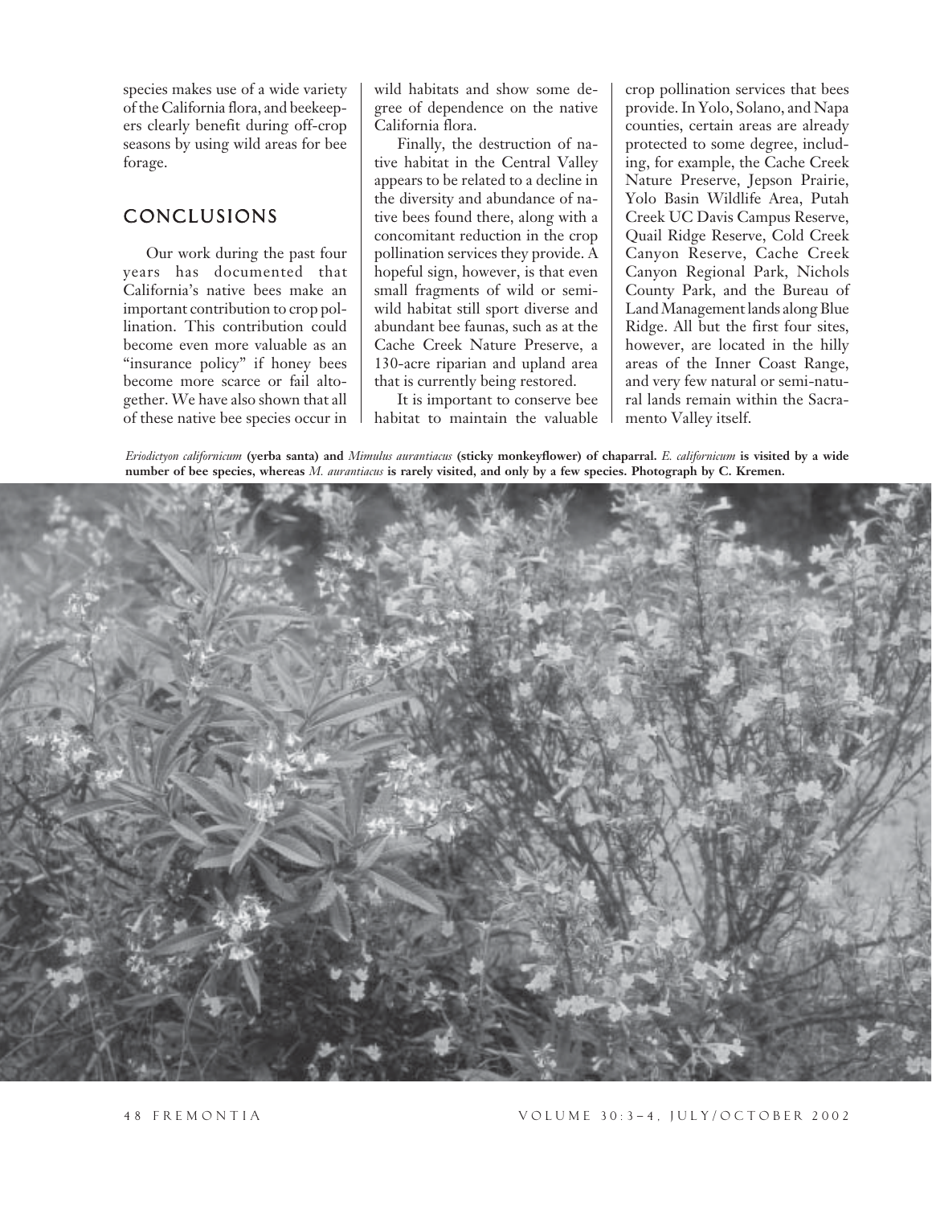species makes use of a wide variety of the California flora, and beekeepers clearly benefit during off-crop seasons by using wild areas for bee forage.

## CONCLUSIONS

Our work during the past four years has documented that California's native bees make an important contribution to crop pollination. This contribution could become even more valuable as an "insurance policy" if honey bees become more scarce or fail altogether. We have also shown that all of these native bee species occur in wild habitats and show some degree of dependence on the native California flora.

Finally, the destruction of native habitat in the Central Valley appears to be related to a decline in the diversity and abundance of native bees found there, along with a concomitant reduction in the crop pollination services they provide. A hopeful sign, however, is that even small fragments of wild or semi-wild habitat still sport diverse and abundant bee faunas, such as at the Cache Creek Nature Preserve, a 130-acre riparian and upland area that is currently being restored.

It is important to conserve bee habitat to maintain the valuable crop pollination services that bees provide. In Yolo, Solano, and Napa counties, certain areas are already protected to some degree, including, for example, the Cache Creek Nature Preserve, Jepson Prairie, Yolo Basin Wildlife Area, Putah Creek UC Davis Campus Reserve, Quail Ridge Reserve, Cold Creek Canyon Reserve, Cache Creek Canyon Regional Park, Nichols County Park, and the Bureau of Land Management lands along Blue Ridge. All but the first four sites, however, are located in the hilly areas of the Inner Coast Range, and very few natural or semi-natural lands remain within the Sacramento Valley itself.

***Eriodictyon californicum* (yerba santa) and *Mimulus aurantiacus* (sticky monkeyflower) of chaparral. *E. californicum* is visited by a wide number of bee species, whereas *M. aurantiacus* is rarely visited, and only by a few species. Photograph by C. Kremen.**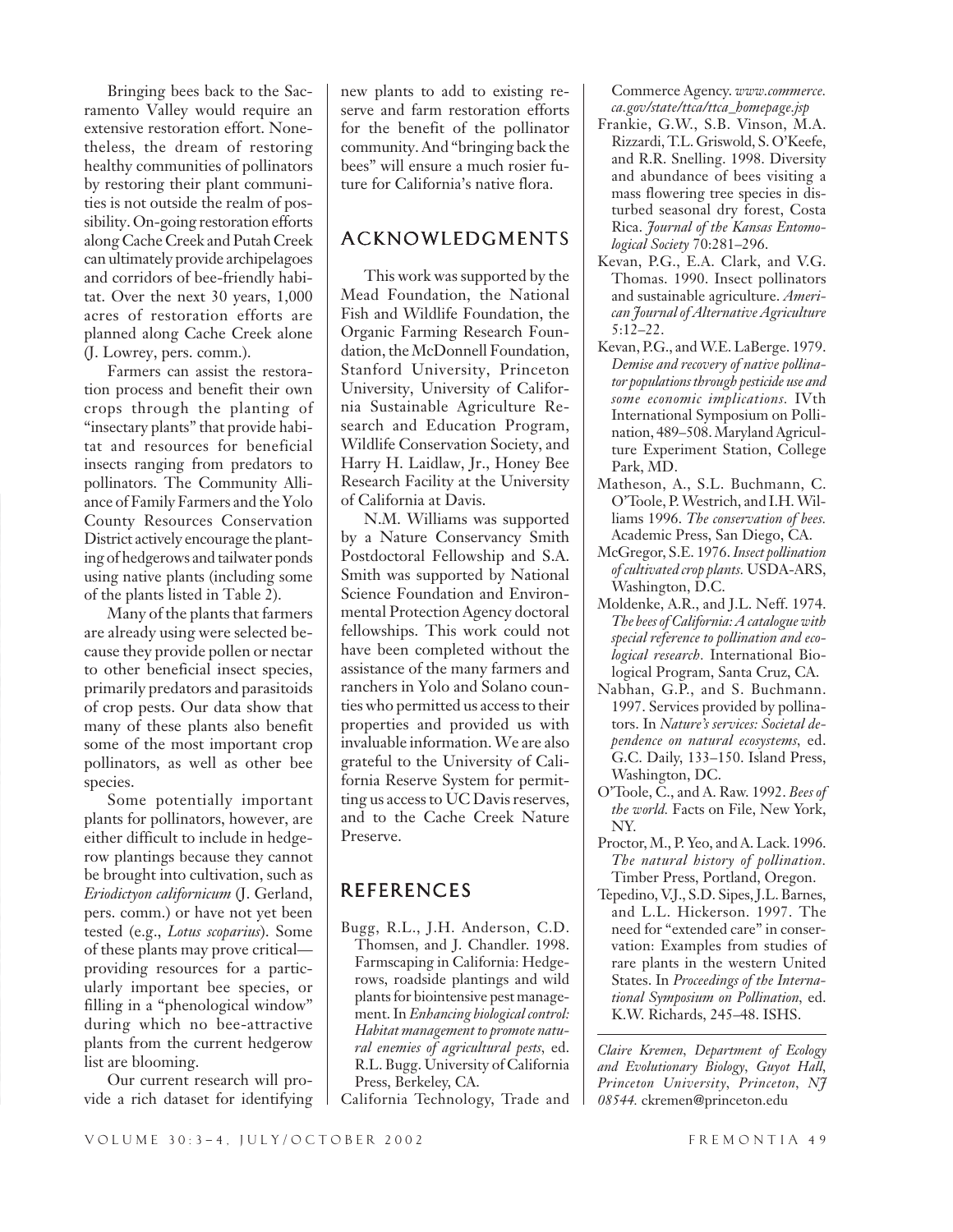Bringing bees back to the Sacramento Valley would require an extensive restoration effort. Nonetheless, the dream of restoring healthy communities of pollinators by restoring their plant communities is not outside the realm of possibility. On-going restoration efforts along Cache Creek and Putah Creek can ultimately provide archipelagoes and corridors of bee-friendly habitat. Over the next 30 years, 1,000 acres of restoration efforts are planned along Cache Creek alone (J. Lowrey, pers. comm.).

Farmers can assist the restoration process and benefit their own crops through the planting of "insectary plants" that provide habitat and resources for beneficial insects ranging from predators to pollinators. The Community Alliance of Family Farmers and the Yolo County Resources Conservation District actively encourage the planting of hedgerows and tailwater ponds using native plants (including some of the plants listed in Table 2).

Many of the plants that farmers are already using were selected because they provide pollen or nectar to other beneficial insect species, primarily predators and parasitoids of crop pests. Our data show that many of these plants also benefit some of the most important crop pollinators, as well as other bee species.

Some potentially important plants for pollinators, however, are either difficult to include in hedgerow plantings because they cannot be brought into cultivation, such as *Eriodictyon californicum* (J. Gerland, pers. comm.) or have not yet been tested (e.g., *Lotus scoparius*). Some of these plants may prove critical—providing resources for a particularly important bee species, or filling in a "phenological window" during which no bee-attractive plants from the current hedgerow list are blooming.

Our current research will provide a rich dataset for identifying new plants to add to existing reserve and farm restoration efforts for the benefit of the pollinator community. And "bringing back the bees" will ensure a much rosier future for California's native flora.

## ACKNOWLEDGMENTS

This work was supported by the Mead Foundation, the National Fish and Wildlife Foundation, the Organic Farming Research Foundation, the McDonnell Foundation, Stanford University, Princeton University, University of California Sustainable Agriculture Research and Education Program, Wildlife Conservation Society, and Harry H. Laidlaw, Jr., Honey Bee Research Facility at the University of California at Davis.

N.M. Williams was supported by a Nature Conservancy Smith Postdoctoral Fellowship and S.A. Smith was supported by National Science Foundation and Environmental Protection Agency doctoral fellowships. This work could not have been completed without the assistance of the many farmers and ranchers in Yolo and Solano counties who permitted us access to their properties and provided us with invaluable information. We are also grateful to the University of California Reserve System for permitting us access to UC Davis reserves, and to the Cache Creek Nature Preserve.

## REFERENCES

Bugg, R.L., J.H. Anderson, C.D. Thomsen, and J. Chandler. 1998. Farmscaping in California: Hedgerows, roadside plantings and wild plants for biointensive pest management. In *Enhancing biological control: Habitat management to promote natural enemies of agricultural pests,* ed. R.L. Bugg. University of California Press, Berkeley, CA.

California Technology, Trade and Commerce Agency. *www.commerce.ca.gov/state/ttca/ttca_homepage.jsp*

Frankie, G.W., S.B. Vinson, M.A. Rizzardi, T.L. Griswold, S. O'Keefe, and R.R. Snelling. 1998. Diversity and abundance of bees visiting a mass flowering tree species in disturbed seasonal dry forest, Costa Rica. *Journal of the Kansas Entomological Society* 70:281–296.

Kevan, P.G., E.A. Clark, and V.G. Thomas. 1990. Insect pollinators and sustainable agriculture. *American Journal of Alternative Agriculture* 5:12–22.

Kevan, P.G., and W.E. LaBerge. 1979. *Demise and recovery of native pollinator populations through pesticide use and some economic implications.* IVth International Symposium on Pollination, 489–508. Maryland Agriculture Experiment Station, College Park, MD.

Matheson, A., S.L. Buchmann, C. O'Toole, P. Westrich, and I.H. Williams 1996. *The conservation of bees.* Academic Press, San Diego, CA.

McGregor, S.E. 1976. *Insect pollination of cultivated crop plants.* USDA-ARS, Washington, D.C.

Moldenke, A.R., and J.L. Neff. 1974. *The bees of California: A catalogue with special reference to pollination and ecological research.* International Biological Program, Santa Cruz, CA.

Nabhan, G.P., and S. Buchmann. 1997. Services provided by pollinators. In *Nature's services: Societal dependence on natural ecosystems,* ed. G.C. Daily, 133–150. Island Press, Washington, DC.

O'Toole, C., and A. Raw. 1992. *Bees of the world.* Facts on File, New York, NY.

Proctor, M., P. Yeo, and A. Lack. 1996. *The natural history of pollination.* Timber Press, Portland, Oregon.

Tepedino, V.J., S.D. Sipes, J.L. Barnes, and L.L. Hickerson. 1997. The need for "extended care" in conservation: Examples from studies of rare plants in the western United States. In *Proceedings of the International Symposium on Pollination,* ed. K.W. Richards, 245–48. ISHS.

---

*Claire Kremen, Department of Ecology and Evolutionary Biology, Guyot Hall, Princeton University, Princeton, NJ 08544.* ckremen@princeton.edu